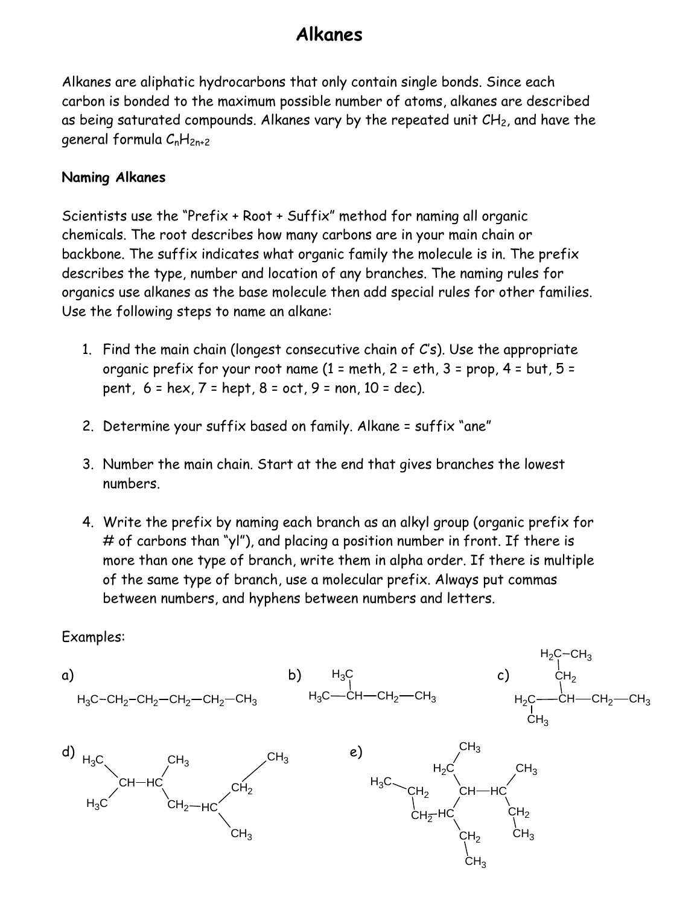# Alkanes

Alkanes are aliphatic hydrocarbons that only contain single bonds. Since each carbon is bonded to the maximum possible number of atoms, alkanes are described as being saturated compounds. Alkanes vary by the repeated unit $CH_2$, and have the general formula $C_nH_{2n+2}$

**Naming Alkanes**

Scientists use the "Prefix + Root + Suffix" method for naming all organic chemicals. The root describes how many carbons are in your main chain or backbone. The suffix indicates what organic family the molecule is in. The prefix describes the type, number and location of any branches. The naming rules for organics use alkanes as the base molecule then add special rules for other families. Use the following steps to name an alkane:

1. Find the main chain (longest consecutive chain of C's). Use the appropriate organic prefix for your root name (1 = meth, 2 = eth, 3 = prop, 4 = but, 5 = pent, 6 = hex, 7 = hept, 8 = oct, 9 = non, 10 = dec).

2. Determine your suffix based on family. Alkane = suffix "ane"

3. Number the main chain. Start at the end that gives branches the lowest numbers.

4. Write the prefix by naming each branch as an alkyl group (organic prefix for # of carbons than "yl"), and placing a position number in front. If there is more than one type of branch, write them in alpha order. If there is multiple of the same type of branch, use a molecular prefix. Always put commas between numbers, and hyphens between numbers and letters.

Examples:

a) $H_3C{-}CH_2{-}CH_2{-}CH_2{-}CH_2{-}CH_3$

b) $H_3C{-}CH(CH_3){-}CH_2{-}CH_3$

c) $H_3C{-}CH(CH_2CH_2CH_3){-}CH_2{-}CH_3$

d) $(H_3C)_2CH{-}CH(CH_3){-}CH_2{-}CH(CH_3){-}CH_2{-}CH_3$

e) $H_3C{-}CH_2{-}CH_2{-}CH(CH_2CH_3){-}CH(CH_2CH_3){-}CH(CH_3){-}CH_2{-}CH_3$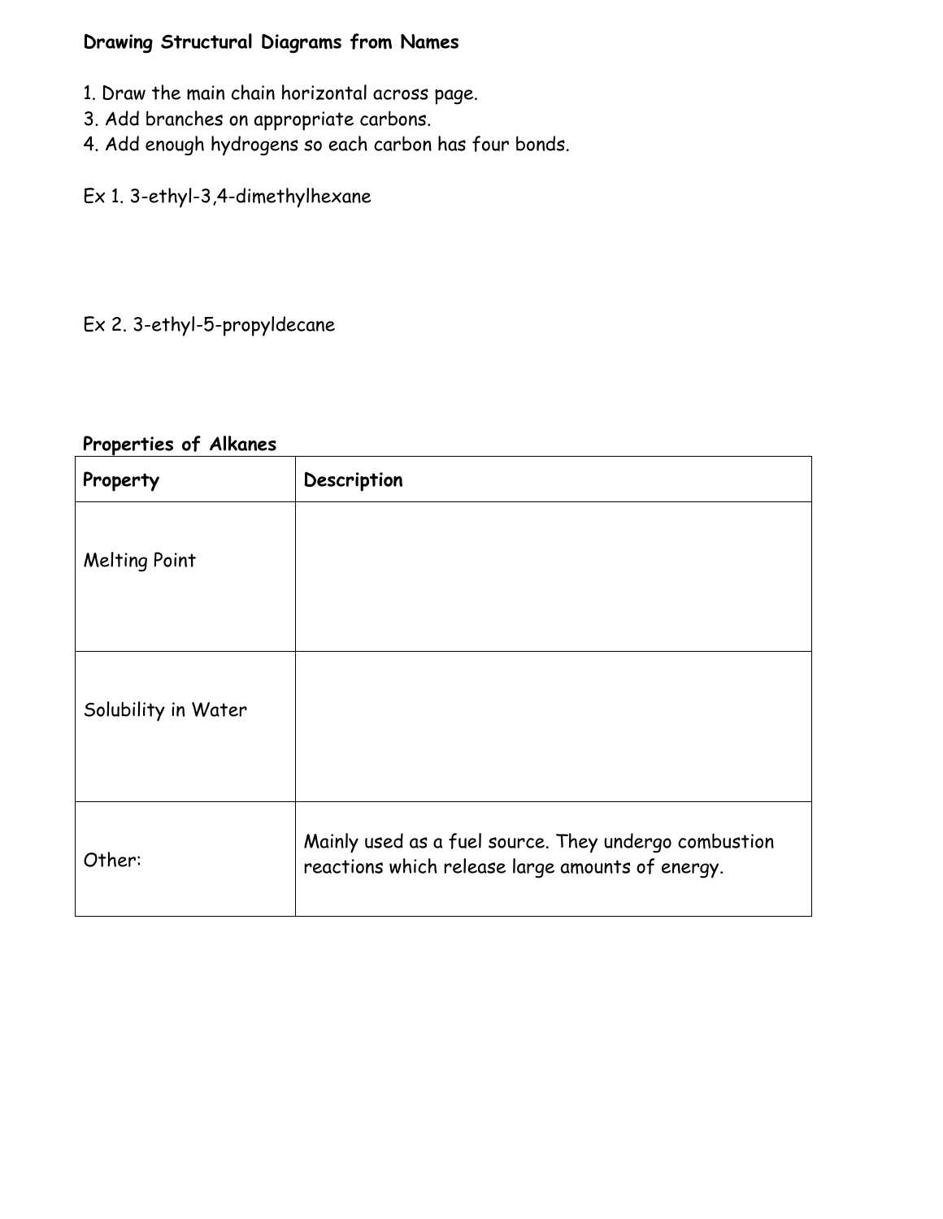**Drawing Structural Diagrams from Names**

1. Draw the main chain horizontal across page.
3. Add branches on appropriate carbons.
4. Add enough hydrogens so each carbon has four bonds.

Ex 1. 3-ethyl-3,4-dimethylhexane

Ex 2. 3-ethyl-5-propyldecane

**Properties of Alkanes**

| **Property** | **Description** |
| --- | --- |
| Melting Point | |
| Solubility in Water | |
| Other: | Mainly used as a fuel source. They undergo combustion reactions which release large amounts of energy. |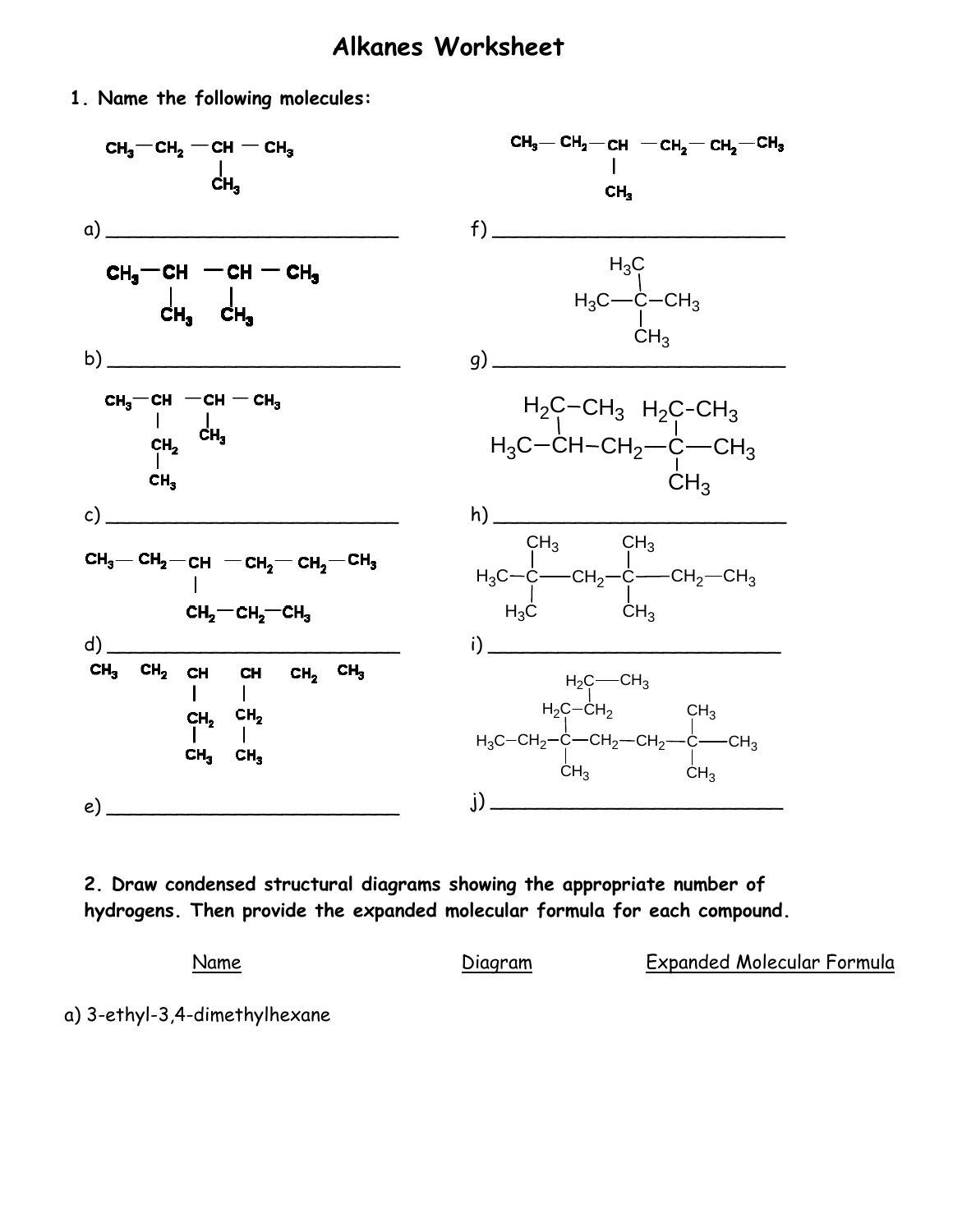# Alkanes Worksheet

**1. Name the following molecules:**

a) $CH_3-CH_2-CH(CH_3)-CH_3$

a) ________________________

b) $CH_3-CH(CH_3)-CH(CH_3)-CH_3$

b) ________________________

c) $CH_3-CH(CH_2CH_3)-CH(CH_3)-CH_3$

c) ________________________

d) $CH_3-CH_2-CH(CH_2-CH_2-CH_3)-CH_2-CH_2-CH_3$

d) ________________________

e) $CH_3\ CH_2\ CH(CH_2CH_3)\ CH(CH_2CH_3)\ CH_2\ CH_3$

e) ________________________

f) $CH_3-CH_2-CH(CH_3)-CH_2-CH_2-CH_3$

f) ________________________

g) $H_3C-C(CH_3)_2-CH_3$

g) ________________________

h) $H_3C-CH(H_2C-CH_3)-CH_2-C(H_2C-CH_3)(CH_3)-CH_3$

h) ________________________

i) $H_3C-C(CH_3)(H_3C)-CH_2-C(CH_3)(CH_3)-CH_2-CH_3$

i) ________________________

j) $H_3C-CH_2-C(H_2C-CH_2-H_2C-CH_3)(CH_3)-CH_2-CH_2-C(CH_3)(CH_3)-CH_3$

j) ________________________

**2. Draw condensed structural diagrams showing the appropriate number of hydrogens. Then provide the expanded molecular formula for each compound.**

| Name | Diagram | Expanded Molecular Formula |
|---|---|---|
| a) 3-ethyl-3,4-dimethylhexane | | |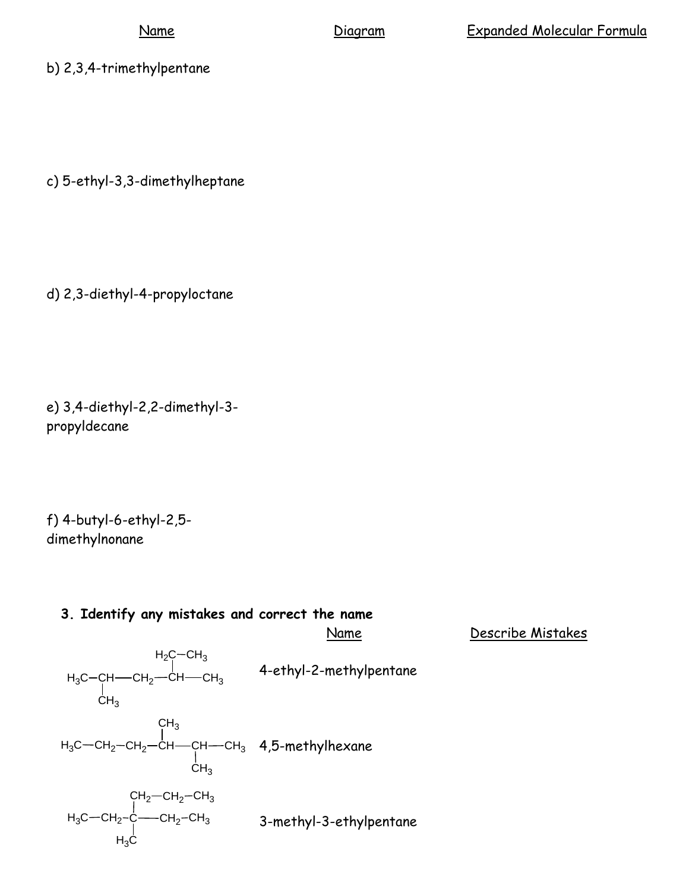| Name | Diagram | Expanded Molecular Formula |
|---|---|---|
| b) 2,3,4-trimethylpentane | | |
| c) 5-ethyl-3,3-dimethylheptane | | |
| d) 2,3-diethyl-4-propyloctane | | |
| e) 3,4-diethyl-2,2-dimethyl-3-propyldecane | | |
| f) 4-butyl-6-ethyl-2,5-dimethylnonane | | |

**3. Identify any mistakes and correct the name**

| Structure | Name | Describe Mistakes |
|---|---|---|
| $H_3C-CH(CH_3)-CH_2-CH(CH_2-CH_3)-CH_3$ | 4-ethyl-2-methylpentane | |
| $H_3C-CH_2-CH_2-CH(CH_3)-CH(CH_3)-CH_3$ | 4,5-methylhexane | |
| $H_3C-CH_2-C(CH_3)(CH_2-CH_2-CH_3)-CH_2-CH_3$ | 3-methyl-3-ethylpentane | |